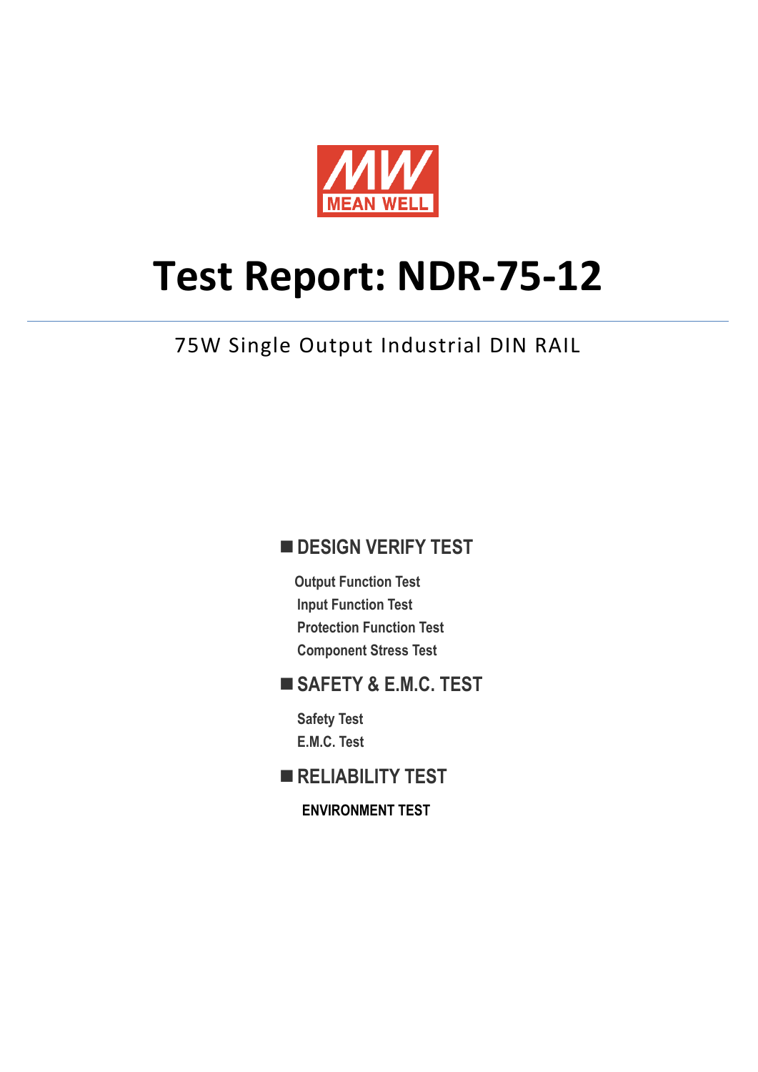MEAN WELL

# Test Report: NDR-75-12

75W Single Output Industrial DIN RAIL

## ■ DESIGN VERIFY TEST

- Output Function Test
- Input Function Test
- Protection Function Test
- Component Stress Test

## ■ SAFETY & E.M.C. TEST

- Safety Test
- E.M.C. Test

## ■ RELIABILITY TEST

**ENVIRONMENT TEST**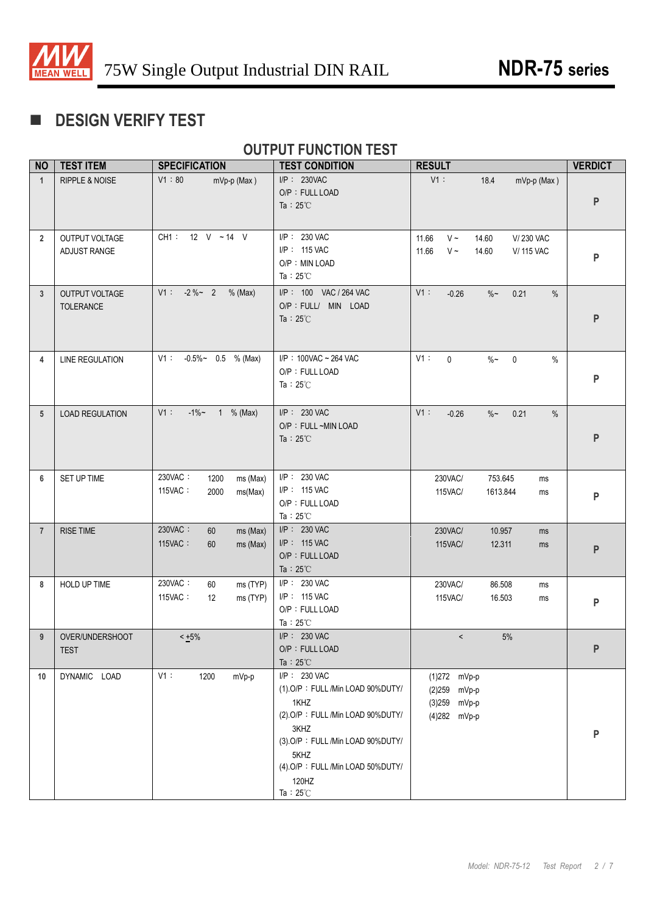## DESIGN VERIFY TEST

### OUTPUT FUNCTION TEST

| NO | TEST ITEM | SPECIFICATION | TEST CONDITION | RESULT | VERDICT |
|---|---|---|---|---|---|
| 1 | RIPPLE & NOISE | V1：80 mVp-p (Max ) | I/P： 230VAC<br>O/P：FULL LOAD<br>Ta：25℃ | V1： 18.4 mVp-p (Max ) | P |
| 2 | OUTPUT VOLTAGE ADJUST RANGE | CH1： 12 V ~14 V | I/P： 230 VAC<br>I/P： 115 VAC<br>O/P：MIN LOAD<br>Ta：25℃ | 11.66 V~ 14.60 V/ 230 VAC<br>11.66 V~ 14.60 V/ 115 VAC | P |
| 3 | OUTPUT VOLTAGE TOLERANCE | V1： -2 %~ 2 % (Max) | I/P： 100 VAC / 264 VAC<br>O/P：FULL/ MIN LOAD<br>Ta：25℃ | V1： -0.26 %~ 0.21 % | P |
| 4 | LINE REGULATION | V1： -0.5%~ 0.5 % (Max) | I/P：100VAC ~ 264 VAC<br>O/P：FULL LOAD<br>Ta：25℃ | V1： 0 %~ 0 % | P |
| 5 | LOAD REGULATION | V1： -1%~ 1 % (Max) | I/P： 230 VAC<br>O/P：FULL ~MIN LOAD<br>Ta：25℃ | V1： -0.26 %~ 0.21 % | P |
| 6 | SET UP TIME | 230VAC： 1200 ms (Max)<br>115VAC： 2000 ms(Max) | I/P： 230 VAC<br>I/P： 115 VAC<br>O/P：FULL LOAD<br>Ta：25℃ | 230VAC/ 753.645 ms<br>115VAC/ 1613.844 ms | P |
| 7 | RISE TIME | 230VAC： 60 ms (Max)<br>115VAC： 60 ms (Max) | I/P： 230 VAC<br>I/P： 115 VAC<br>O/P：FULL LOAD<br>Ta：25℃ | 230VAC/ 10.957 ms<br>115VAC/ 12.311 ms | P |
| 8 | HOLD UP TIME | 230VAC： 60 ms (TYP)<br>115VAC： 12 ms (TYP) | I/P： 230 VAC<br>I/P： 115 VAC<br>O/P：FULL LOAD<br>Ta：25℃ | 230VAC/ 86.508 ms<br>115VAC/ 16.503 ms | P |
| 9 | OVER/UNDERSHOOT TEST | < ±5% | I/P： 230 VAC<br>O/P：FULL LOAD<br>Ta：25℃ | < 5% | P |
| 10 | DYNAMIC LOAD | V1： 1200 mVp-p | I/P： 230 VAC<br>(1).O/P：FULL /Min LOAD 90%DUTY/ 1KHZ<br>(2).O/P：FULL /Min LOAD 90%DUTY/ 3KHZ<br>(3).O/P：FULL /Min LOAD 90%DUTY/ 5KHZ<br>(4).O/P：FULL /Min LOAD 50%DUTY/ 120HZ<br>Ta：25℃ | (1)272 mVp-p<br>(2)259 mVp-p<br>(3)259 mVp-p<br>(4)282 mVp-p | P |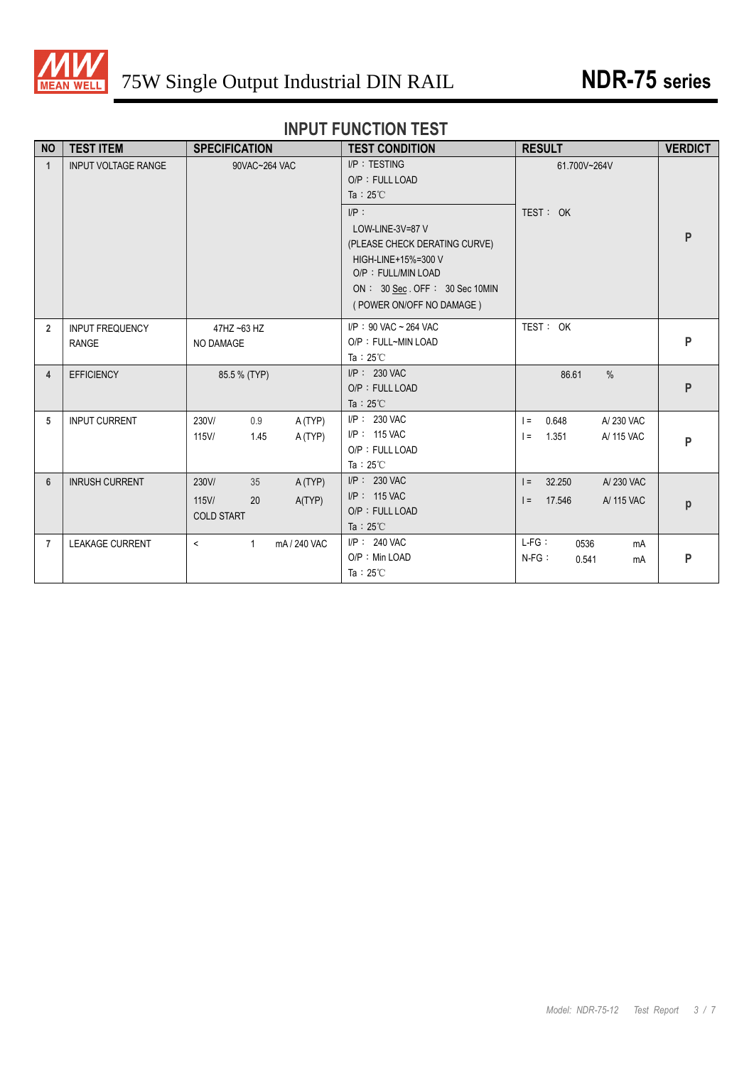## INPUT FUNCTION TEST

| NO | TEST ITEM | SPECIFICATION | TEST CONDITION | RESULT | VERDICT |
|---|---|---|---|---|---|
| 1 | INPUT VOLTAGE RANGE | 90VAC~264 VAC | I/P：TESTING<br>O/P：FULL LOAD<br>Ta：25℃ | 61.700V~264V | P |
| | | | I/P：<br>LOW-LINE-3V=87 V<br>(PLEASE CHECK DERATING CURVE)<br>HIGH-LINE+15%=300 V<br>O/P：FULL/MIN LOAD<br>ON： 30 Sec . OFF： 30 Sec 10MIN<br>( POWER ON/OFF NO DAMAGE ) | TEST： OK | |
| 2 | INPUT FREQUENCY RANGE | 47HZ ~63 HZ<br>NO DAMAGE | I/P：90 VAC ~ 264 VAC<br>O/P：FULL~MIN LOAD<br>Ta：25℃ | TEST： OK | P |
| 4 | EFFICIENCY | 85.5 % (TYP) | I/P： 230 VAC<br>O/P：FULL LOAD<br>Ta：25℃ | 86.61 % | P |
| 5 | INPUT CURRENT | 230V/ 0.9 A (TYP)<br>115V/ 1.45 A (TYP) | I/P： 230 VAC<br>I/P： 115 VAC<br>O/P：FULL LOAD<br>Ta：25℃ | I = 0.648 A/ 230 VAC<br>I = 1.351 A/ 115 VAC | P |
| 6 | INRUSH CURRENT | 230V/ 35 A (TYP)<br>115V/ 20 A(TYP)<br>COLD START | I/P： 230 VAC<br>I/P： 115 VAC<br>O/P：FULL LOAD<br>Ta：25℃ | I = 32.250 A/ 230 VAC<br>I = 17.546 A/ 115 VAC | p |
| 7 | LEAKAGE CURRENT | < 1 mA / 240 VAC | I/P： 240 VAC<br>O/P：Min LOAD<br>Ta：25℃ | L-FG： 0536 mA<br>N-FG： 0.541 mA | P |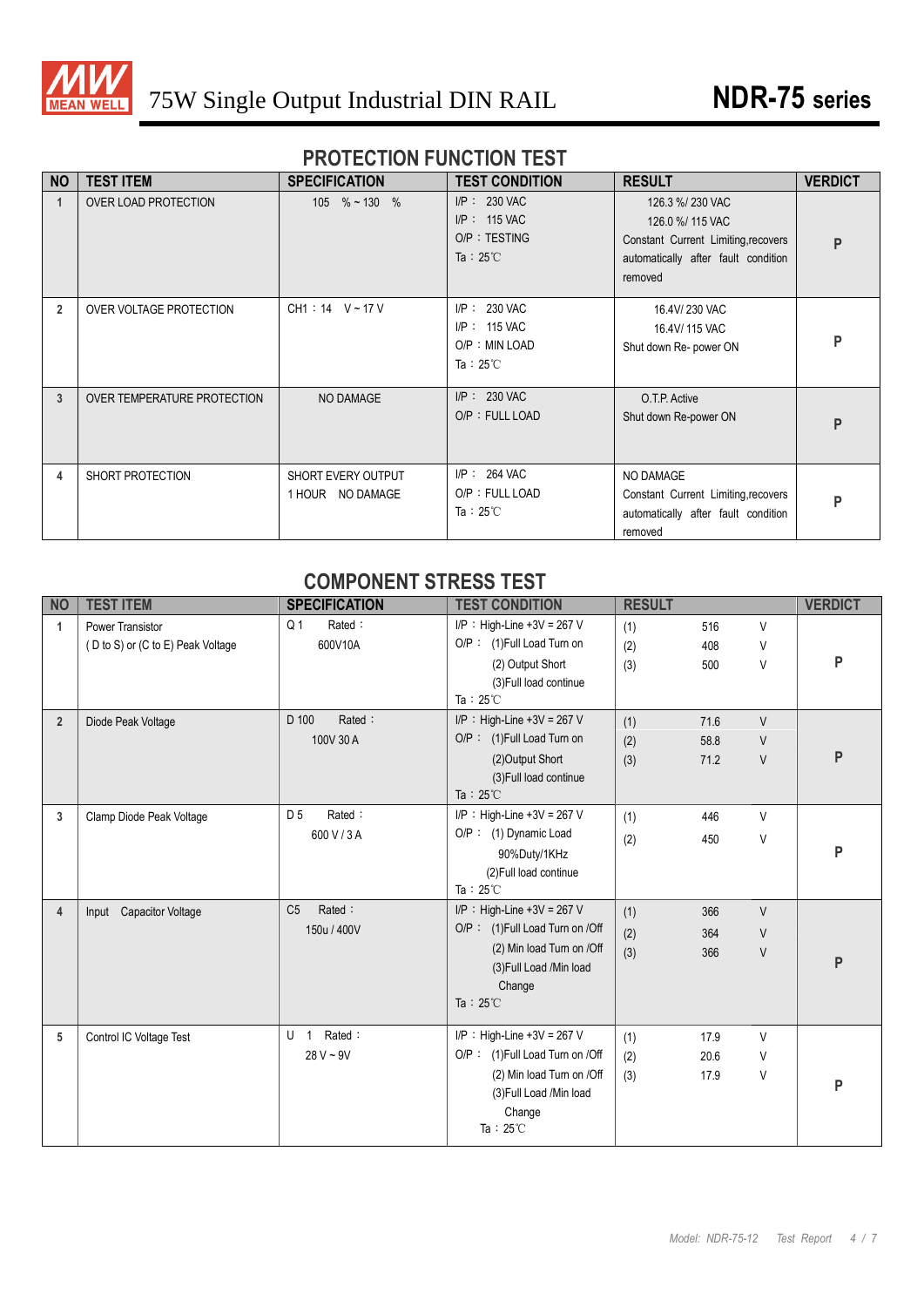## PROTECTION FUNCTION TEST

| NO | TEST ITEM | SPECIFICATION | TEST CONDITION | RESULT | VERDICT |
|---|---|---|---|---|---|
| 1 | OVER LOAD PROTECTION | 105 % ~ 130 % | I/P： 230 VAC<br>I/P： 115 VAC<br>O/P：TESTING<br>Ta：25℃ | 126.3 %/ 230 VAC<br>126.0 %/ 115 VAC<br>Constant Current Limiting,recovers automatically after fault condition removed | P |
| 2 | OVER VOLTAGE PROTECTION | CH1：14 V ~ 17 V | I/P： 230 VAC<br>I/P： 115 VAC<br>O/P：MIN LOAD<br>Ta：25℃ | 16.4V/ 230 VAC<br>16.4V/ 115 VAC<br>Shut down Re- power ON | P |
| 3 | OVER TEMPERATURE PROTECTION | NO DAMAGE | I/P： 230 VAC<br>O/P：FULL LOAD | O.T.P. Active<br>Shut down Re-power ON | P |
| 4 | SHORT PROTECTION | SHORT EVERY OUTPUT<br>1 HOUR NO DAMAGE | I/P： 264 VAC<br>O/P：FULL LOAD<br>Ta：25℃ | NO DAMAGE<br>Constant Current Limiting,recovers automatically after fault condition removed | P |

## COMPONENT STRESS TEST

| NO | TEST ITEM | SPECIFICATION | TEST CONDITION | RESULT | VERDICT |
|---|---|---|---|---|---|
| 1 | Power Transistor<br>( D to S) or (C to E) Peak Voltage | Q 1 Rated：<br>600V10A | I/P：High-Line +3V = 267 V<br>O/P： (1)Full Load Turn on<br>(2) Output Short<br>(3)Full load continue<br>Ta：25℃ | (1) 516 V<br>(2) 408 V<br>(3) 500 V | P |
| 2 | Diode Peak Voltage | D 100 Rated：<br>100V 30 A | I/P：High-Line +3V = 267 V<br>O/P： (1)Full Load Turn on<br>(2)Output Short<br>(3)Full load continue<br>Ta：25℃ | (1) 71.6 V<br>(2) 58.8 V<br>(3) 71.2 V | P |
| 3 | Clamp Diode Peak Voltage | D 5 Rated：<br>600 V / 3 A | I/P：High-Line +3V = 267 V<br>O/P： (1) Dynamic Load<br>90%Duty/1KHz<br>(2)Full load continue<br>Ta：25℃ | (1) 446 V<br>(2) 450 V | P |
| 4 | Input Capacitor Voltage | C5 Rated：<br>150u / 400V | I/P：High-Line +3V = 267 V<br>O/P： (1)Full Load Turn on /Off<br>(2) Min load Turn on /Off<br>(3)Full Load /Min load Change<br>Ta：25℃ | (1) 366 V<br>(2) 364 V<br>(3) 366 V | P |
| 5 | Control IC Voltage Test | U 1 Rated：<br>28 V ~ 9V | I/P：High-Line +3V = 267 V<br>O/P： (1)Full Load Turn on /Off<br>(2) Min load Turn on /Off<br>(3)Full Load /Min load Change<br>Ta：25℃ | (1) 17.9 V<br>(2) 20.6 V<br>(3) 17.9 V | P |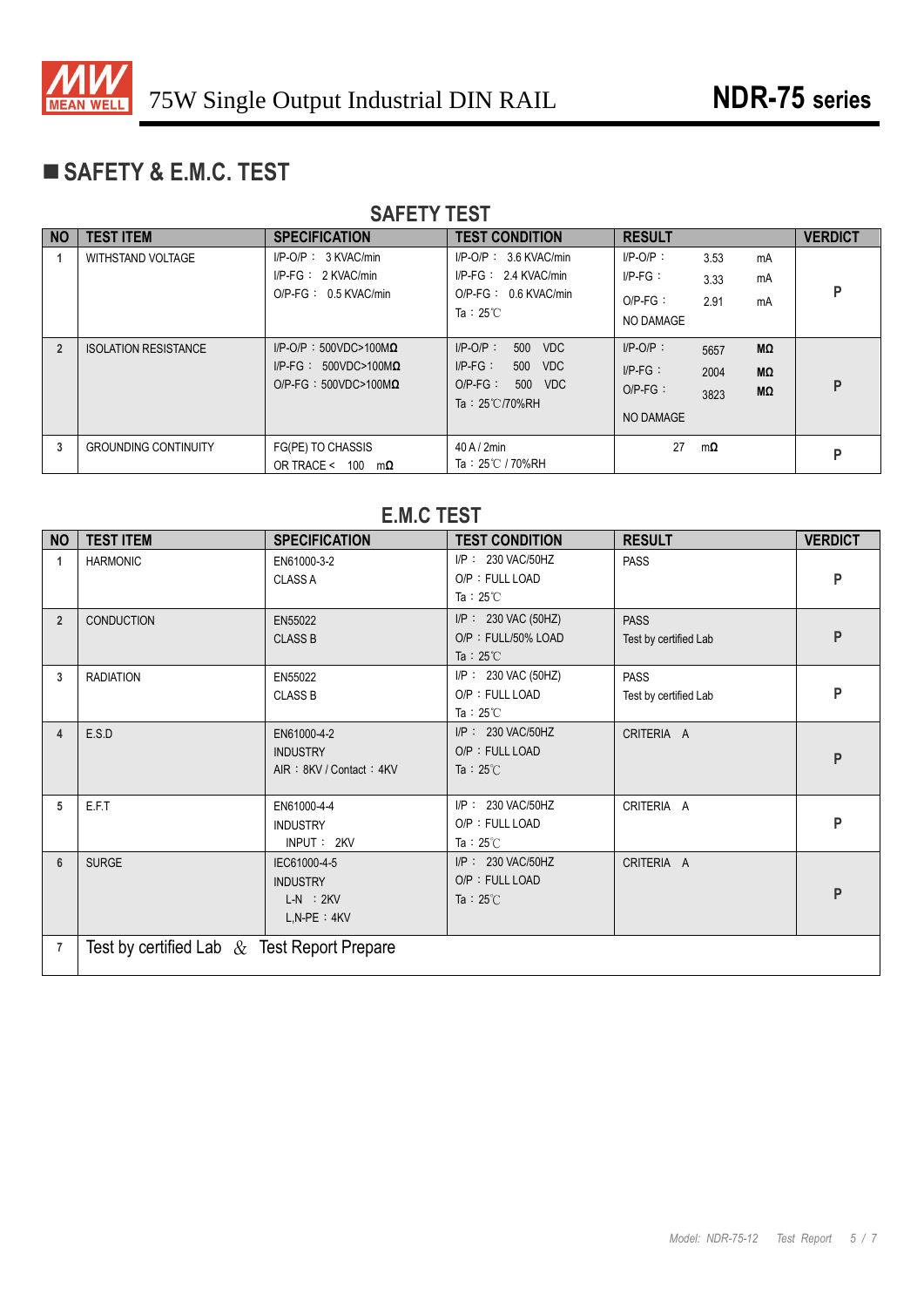## ■ SAFETY & E.M.C. TEST

### SAFETY TEST

| NO | TEST ITEM | SPECIFICATION | TEST CONDITION | RESULT | VERDICT |
|---|---|---|---|---|---|
| 1 | WITHSTAND VOLTAGE | I/P-O/P： 3 KVAC/min<br>I/P-FG： 2 KVAC/min<br>O/P-FG： 0.5 KVAC/min | I/P-O/P： 3.6 KVAC/min<br>I/P-FG： 2.4 KVAC/min<br>O/P-FG： 0.6 KVAC/min<br>Ta：25℃ | I/P-O/P： 3.53 mA<br>I/P-FG： 3.33 mA<br>O/P-FG： 2.91 mA<br>NO DAMAGE | P |
| 2 | ISOLATION RESISTANCE | I/P-O/P：500VDC>100MΩ<br>I/P-FG： 500VDC>100MΩ<br>O/P-FG：500VDC>100MΩ | I/P-O/P： 500 VDC<br>I/P-FG： 500 VDC<br>O/P-FG： 500 VDC<br>Ta：25℃/70%RH | I/P-O/P： 5657 MΩ<br>I/P-FG： 2004 MΩ<br>O/P-FG： 3823 MΩ<br>NO DAMAGE | P |
| 3 | GROUNDING CONTINUITY | FG(PE) TO CHASSIS<br>OR TRACE < 100 mΩ | 40 A / 2min<br>Ta：25℃ / 70%RH | 27 mΩ | P |

### E.M.C TEST

| NO | TEST ITEM | SPECIFICATION | TEST CONDITION | RESULT | VERDICT |
|---|---|---|---|---|---|
| 1 | HARMONIC | EN61000-3-2<br>CLASS A | I/P： 230 VAC/50HZ<br>O/P：FULL LOAD<br>Ta：25℃ | PASS | P |
| 2 | CONDUCTION | EN55022<br>CLASS B | I/P： 230 VAC (50HZ)<br>O/P：FULL/50% LOAD<br>Ta：25℃ | PASS<br>Test by certified Lab | P |
| 3 | RADIATION | EN55022<br>CLASS B | I/P： 230 VAC (50HZ)<br>O/P：FULL LOAD<br>Ta：25℃ | PASS<br>Test by certified Lab | P |
| 4 | E.S.D | EN61000-4-2<br>INDUSTRY<br>AIR：8KV / Contact：4KV | I/P： 230 VAC/50HZ<br>O/P：FULL LOAD<br>Ta：25℃ | CRITERIA A | P |
| 5 | E.F.T | EN61000-4-4<br>INDUSTRY<br>INPUT： 2KV | I/P： 230 VAC/50HZ<br>O/P：FULL LOAD<br>Ta：25℃ | CRITERIA A | P |
| 6 | SURGE | IEC61000-4-5<br>INDUSTRY<br>L-N ：2KV<br>L,N-PE：4KV | I/P： 230 VAC/50HZ<br>O/P：FULL LOAD<br>Ta：25℃ | CRITERIA A | P |
| 7 | Test by certified Lab & Test Report Prepare | | | | |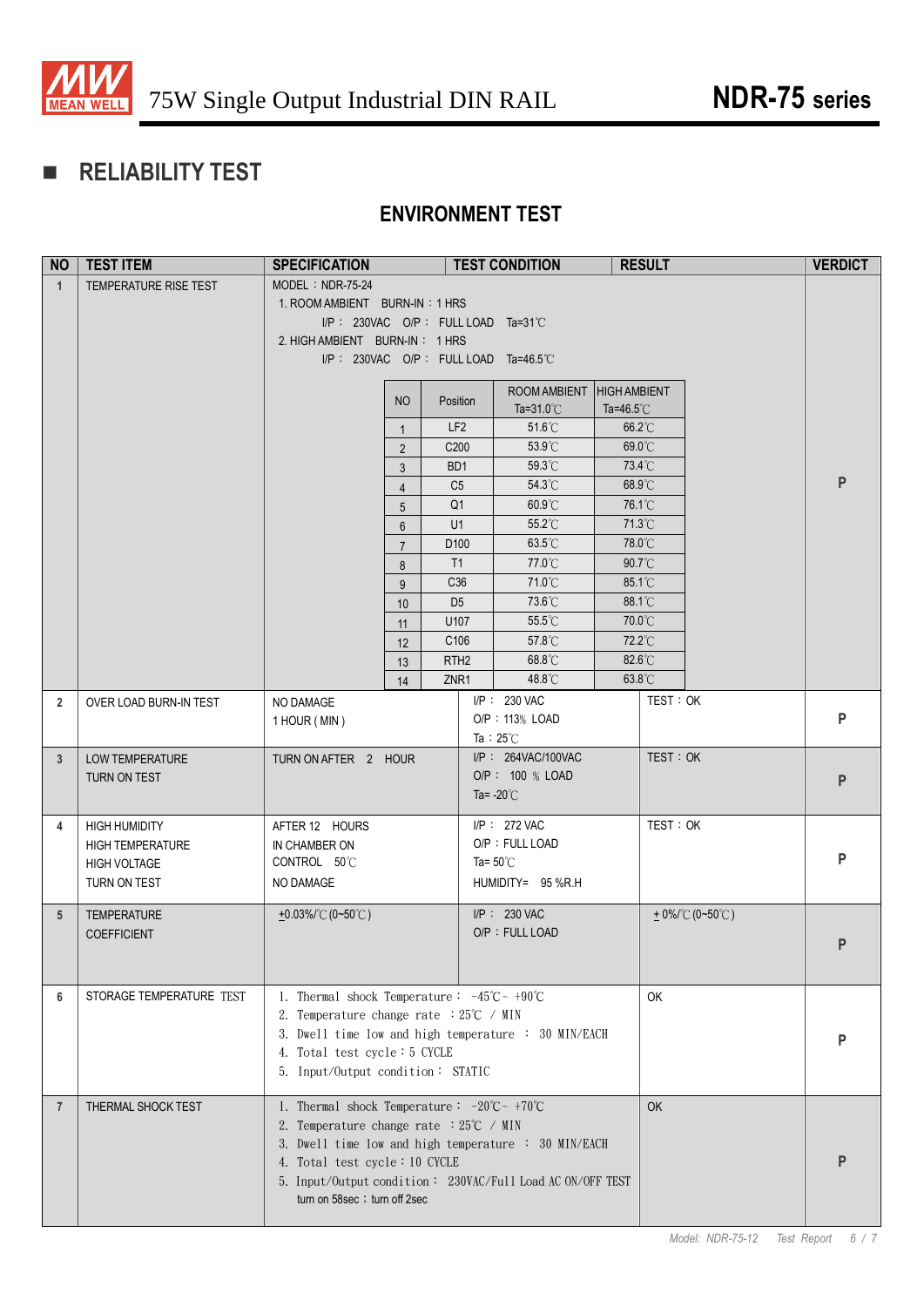## ■ RELIABILITY TEST

### ENVIRONMENT TEST

| NO | TEST ITEM | SPECIFICATION | TEST CONDITION | RESULT | VERDICT |
|---|---|---|---|---|---|
| 1 | TEMPERATURE RISE TEST | MODEL：NDR-75-24<br>1. ROOM AMBIENT BURN-IN：1 HRS<br>I/P： 230VAC O/P： FULL LOAD Ta=31℃<br>2. HIGH AMBIENT BURN-IN： 1 HRS<br>I/P： 230VAC O/P： FULL LOAD Ta=46.5℃ | | | P |
| 2 | OVER LOAD BURN-IN TEST | NO DAMAGE<br>1 HOUR ( MIN ) | I/P： 230 VAC<br>O/P：113% LOAD<br>Ta：25℃ | TEST：OK | P |
| 3 | LOW TEMPERATURE TURN ON TEST | TURN ON AFTER 2 HOUR | I/P： 264VAC/100VAC<br>O/P： 100 % LOAD<br>Ta= -20℃ | TEST：OK | P |
| 4 | HIGH HUMIDITY HIGH TEMPERATURE HIGH VOLTAGE TURN ON TEST | AFTER 12 HOURS<br>IN CHAMBER ON<br>CONTROL 50℃<br>NO DAMAGE | I/P： 272 VAC<br>O/P：FULL LOAD<br>Ta= 50℃<br>HUMIDITY= 95 %R.H | TEST：OK | P |
| 5 | TEMPERATURE COEFFICIENT | ±0.03%/℃ (0~50℃) | I/P： 230 VAC<br>O/P：FULL LOAD | ± 0%/℃ (0~50℃) | P |
| 6 | STORAGE TEMPERATURE TEST | 1. Thermal shock Temperature： -45℃~ +90℃<br>2. Temperature change rate ：25℃ / MIN<br>3. Dwell time low and high temperature ： 30 MIN/EACH<br>4. Total test cycle：5 CYCLE<br>5. Input/Output condition： STATIC | | OK | P |
| 7 | THERMAL SHOCK TEST | 1. Thermal shock Temperature： -20℃~ +70℃<br>2. Temperature change rate ：25℃ / MIN<br>3. Dwell time low and high temperature ： 30 MIN/EACH<br>4. Total test cycle：10 CYCLE<br>5. Input/Output condition： 230VAC/Full Load AC ON/OFF TEST<br>turn on 58sec；turn off 2sec | | OK | P |

Temperature rise test results (NO 1):

| NO | Position | ROOM AMBIENT Ta=31.0℃ | HIGH AMBIENT Ta=46.5℃ |
|---|---|---|---|
| 1 | LF2 | 51.6℃ | 66.2℃ |
| 2 | C200 | 53.9℃ | 69.0℃ |
| 3 | BD1 | 59.3℃ | 73.4℃ |
| 4 | C5 | 54.3℃ | 68.9℃ |
| 5 | Q1 | 60.9℃ | 76.1℃ |
| 6 | U1 | 55.2℃ | 71.3℃ |
| 7 | D100 | 63.5℃ | 78.0℃ |
| 8 | T1 | 77.0℃ | 90.7℃ |
| 9 | C36 | 71.0℃ | 85.1℃ |
| 10 | D5 | 73.6℃ | 88.1℃ |
| 11 | U107 | 55.5℃ | 70.0℃ |
| 12 | C106 | 57.8℃ | 72.2℃ |
| 13 | RTH2 | 68.8℃ | 82.6℃ |
| 14 | ZNR1 | 48.8℃ | 63.8℃ |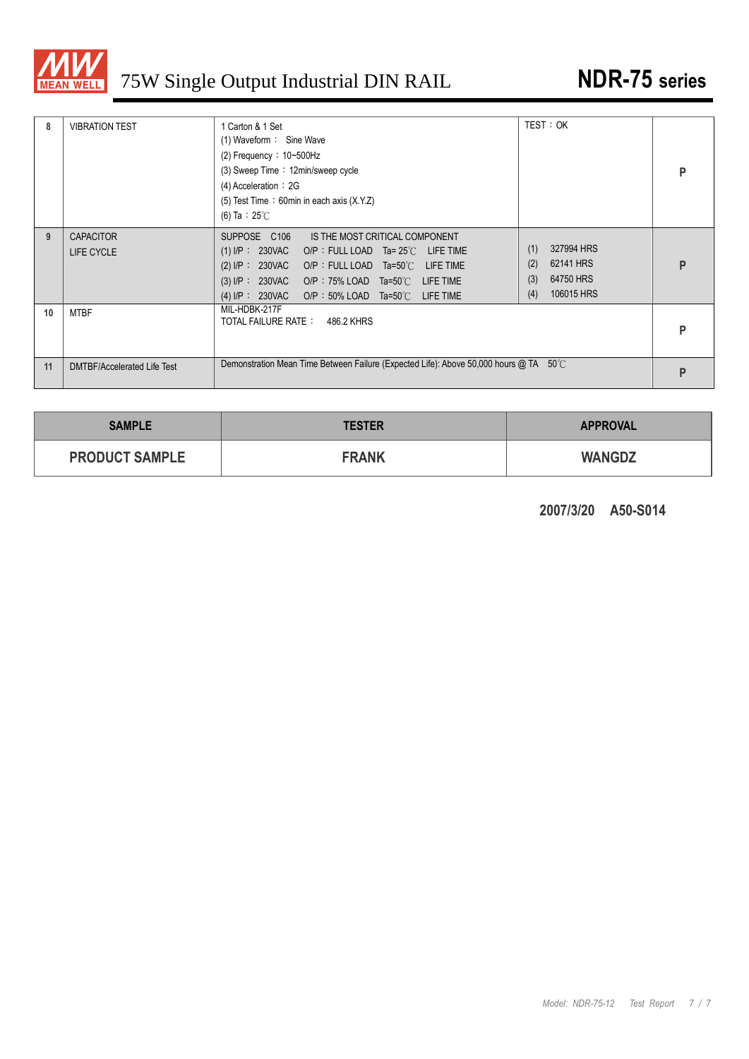# 75W Single Output Industrial DIN RAIL — NDR-75 series

| | | | | |
|---|---|---|---|---|
| 8 | VIBRATION TEST | 1 Carton & 1 Set<br>(1) Waveform： Sine Wave<br>(2) Frequency：10~500Hz<br>(3) Sweep Time：12min/sweep cycle<br>(4) Acceleration：2G<br>(5) Test Time：60min in each axis (X.Y.Z)<br>(6) Ta：25℃ | TEST：OK | P |
| 9 | CAPACITOR LIFE CYCLE | SUPPOSE C106 IS THE MOST CRITICAL COMPONENT<br>(1) I/P： 230VAC O/P：FULL LOAD Ta= 25℃ LIFE TIME<br>(2) I/P： 230VAC O/P：FULL LOAD Ta=50℃ LIFE TIME<br>(3) I/P： 230VAC O/P：75% LOAD Ta=50℃ LIFE TIME<br>(4) I/P： 230VAC O/P：50% LOAD Ta=50℃ LIFE TIME | (1) 327994 HRS<br>(2) 62141 HRS<br>(3) 64750 HRS<br>(4) 106015 HRS | P |
| 10 | MTBF | MIL-HDBK-217F<br>TOTAL FAILURE RATE： 486.2 KHRS | | P |
| 11 | DMTBF/Accelerated Life Test | Demonstration Mean Time Between Failure (Expected Life): Above 50,000 hours @ TA 50℃ | | P |

| SAMPLE | TESTER | APPROVAL |
|---|---|---|
| PRODUCT SAMPLE | FRANK | WANGDZ |

**2007/3/20 A50-S014**